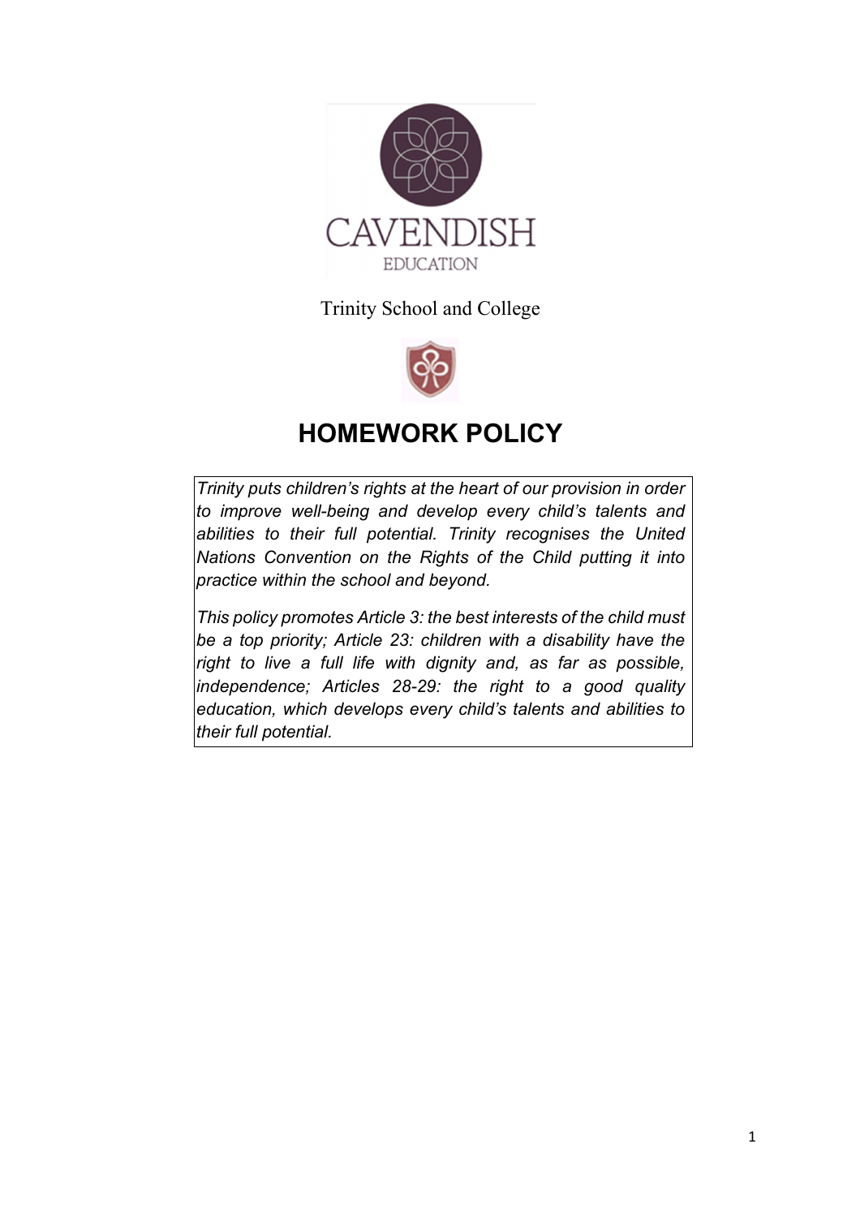CAVENDISH

EDUCATION

Trinity School and College

# HOMEWORK POLICY

*Trinity puts children's rights at the heart of our provision in order to improve well-being and develop every child's talents and abilities to their full potential. Trinity recognises the United Nations Convention on the Rights of the Child putting it into practice within the school and beyond.*

*This policy promotes Article 3: the best interests of the child must be a top priority; Article 23: children with a disability have the right to live a full life with dignity and, as far as possible, independence; Articles 28-29: the right to a good quality education, which develops every child's talents and abilities to their full potential.*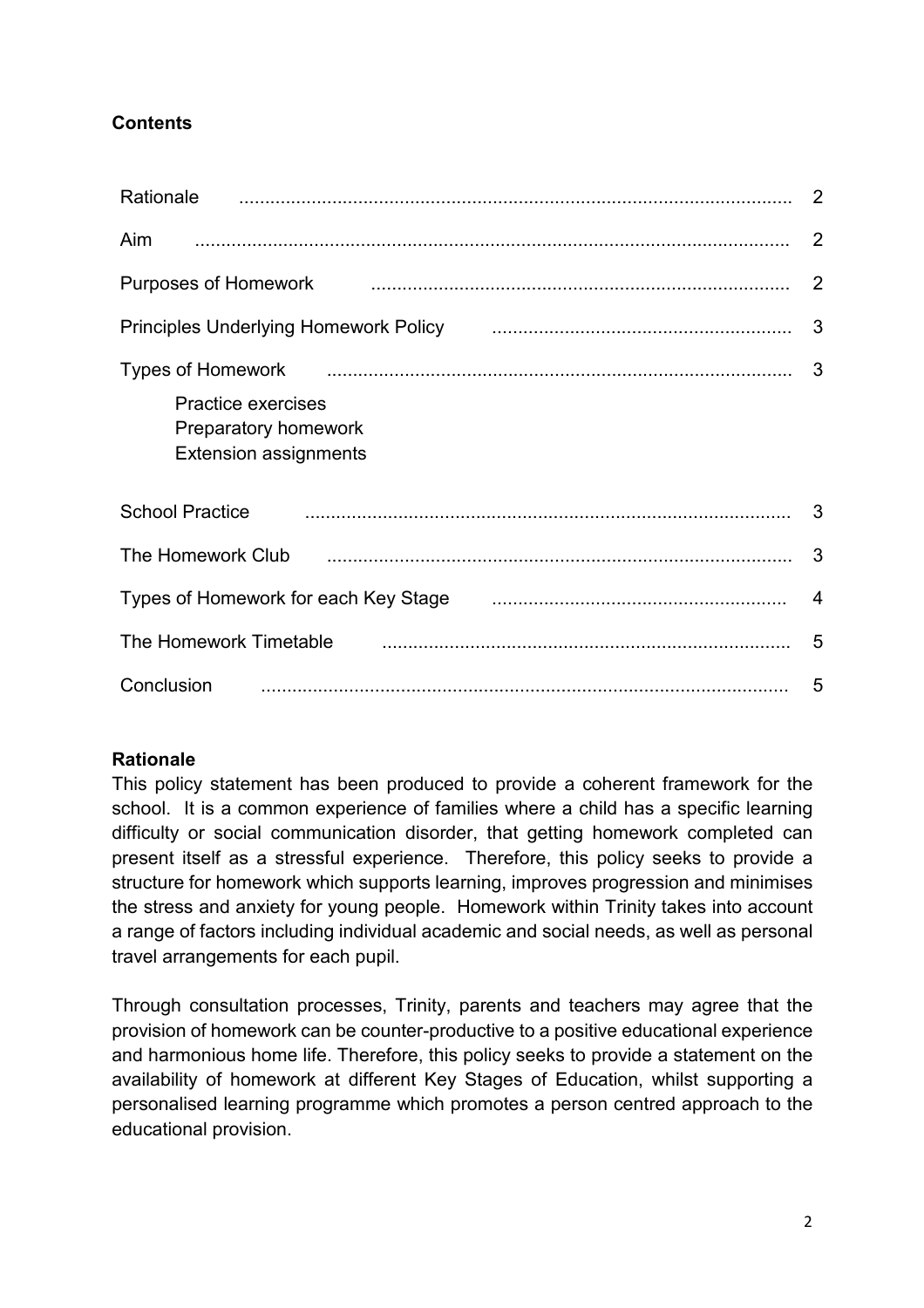## Contents

| Section | Page |
|---|---|
| Rationale | 2 |
| Aim | 2 |
| Purposes of Homework | 2 |
| Principles Underlying Homework Policy | 3 |
| Types of Homework | 3 |
| Practice exercises | |
| Preparatory homework | |
| Extension assignments | |
| School Practice | 3 |
| The Homework Club | 3 |
| Types of Homework for each Key Stage | 4 |
| The Homework Timetable | 5 |
| Conclusion | 5 |

## Rationale

This policy statement has been produced to provide a coherent framework for the school. It is a common experience of families where a child has a specific learning difficulty or social communication disorder, that getting homework completed can present itself as a stressful experience. Therefore, this policy seeks to provide a structure for homework which supports learning, improves progression and minimises the stress and anxiety for young people. Homework within Trinity takes into account a range of factors including individual academic and social needs, as well as personal travel arrangements for each pupil.

Through consultation processes, Trinity, parents and teachers may agree that the provision of homework can be counter-productive to a positive educational experience and harmonious home life. Therefore, this policy seeks to provide a statement on the availability of homework at different Key Stages of Education, whilst supporting a personalised learning programme which promotes a person centred approach to the educational provision.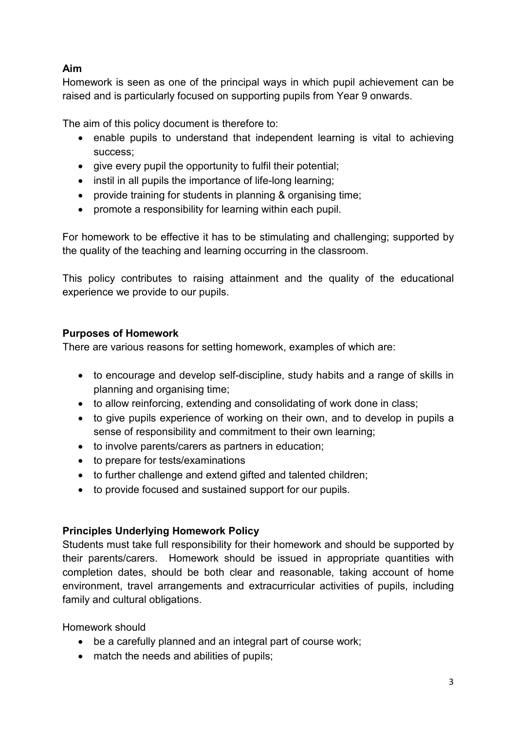**Aim**

Homework is seen as one of the principal ways in which pupil achievement can be raised and is particularly focused on supporting pupils from Year 9 onwards.

The aim of this policy document is therefore to:

- enable pupils to understand that independent learning is vital to achieving success;
- give every pupil the opportunity to fulfil their potential;
- instil in all pupils the importance of life-long learning;
- provide training for students in planning & organising time;
- promote a responsibility for learning within each pupil.

For homework to be effective it has to be stimulating and challenging; supported by the quality of the teaching and learning occurring in the classroom.

This policy contributes to raising attainment and the quality of the educational experience we provide to our pupils.

**Purposes of Homework**

There are various reasons for setting homework, examples of which are:

- to encourage and develop self-discipline, study habits and a range of skills in planning and organising time;
- to allow reinforcing, extending and consolidating of work done in class;
- to give pupils experience of working on their own, and to develop in pupils a sense of responsibility and commitment to their own learning;
- to involve parents/carers as partners in education;
- to prepare for tests/examinations
- to further challenge and extend gifted and talented children;
- to provide focused and sustained support for our pupils.

**Principles Underlying Homework Policy**

Students must take full responsibility for their homework and should be supported by their parents/carers. Homework should be issued in appropriate quantities with completion dates, should be both clear and reasonable, taking account of home environment, travel arrangements and extracurricular activities of pupils, including family and cultural obligations.

Homework should

- be a carefully planned and an integral part of course work;
- match the needs and abilities of pupils;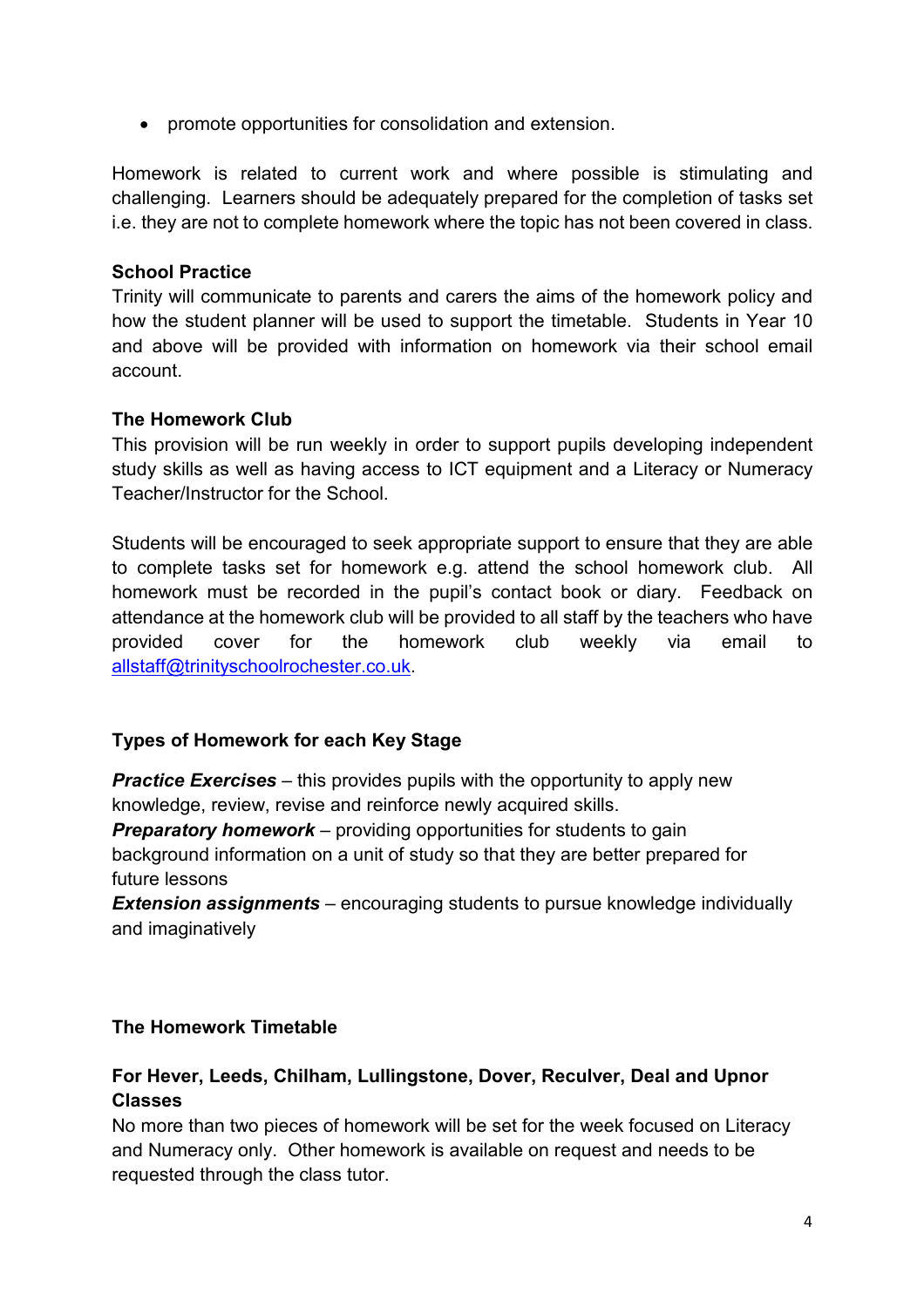- promote opportunities for consolidation and extension.

Homework is related to current work and where possible is stimulating and challenging. Learners should be adequately prepared for the completion of tasks set i.e. they are not to complete homework where the topic has not been covered in class.

**School Practice**

Trinity will communicate to parents and carers the aims of the homework policy and how the student planner will be used to support the timetable. Students in Year 10 and above will be provided with information on homework via their school email account.

**The Homework Club**

This provision will be run weekly in order to support pupils developing independent study skills as well as having access to ICT equipment and a Literacy or Numeracy Teacher/Instructor for the School.

Students will be encouraged to seek appropriate support to ensure that they are able to complete tasks set for homework e.g. attend the school homework club. All homework must be recorded in the pupil's contact book or diary. Feedback on attendance at the homework club will be provided to all staff by the teachers who have provided cover for the homework club weekly via email to [allstaff@trinityschoolrochester.co.uk](mailto:allstaff@trinityschoolrochester.co.uk).

**Types of Homework for each Key Stage**

***Practice Exercises*** – this provides pupils with the opportunity to apply new knowledge, review, revise and reinforce newly acquired skills.
***Preparatory homework*** – providing opportunities for students to gain background information on a unit of study so that they are better prepared for future lessons
***Extension assignments*** – encouraging students to pursue knowledge individually and imaginatively

**The Homework Timetable**

**For Hever, Leeds, Chilham, Lullingstone, Dover, Reculver, Deal and Upnor Classes**

No more than two pieces of homework will be set for the week focused on Literacy and Numeracy only. Other homework is available on request and needs to be requested through the class tutor.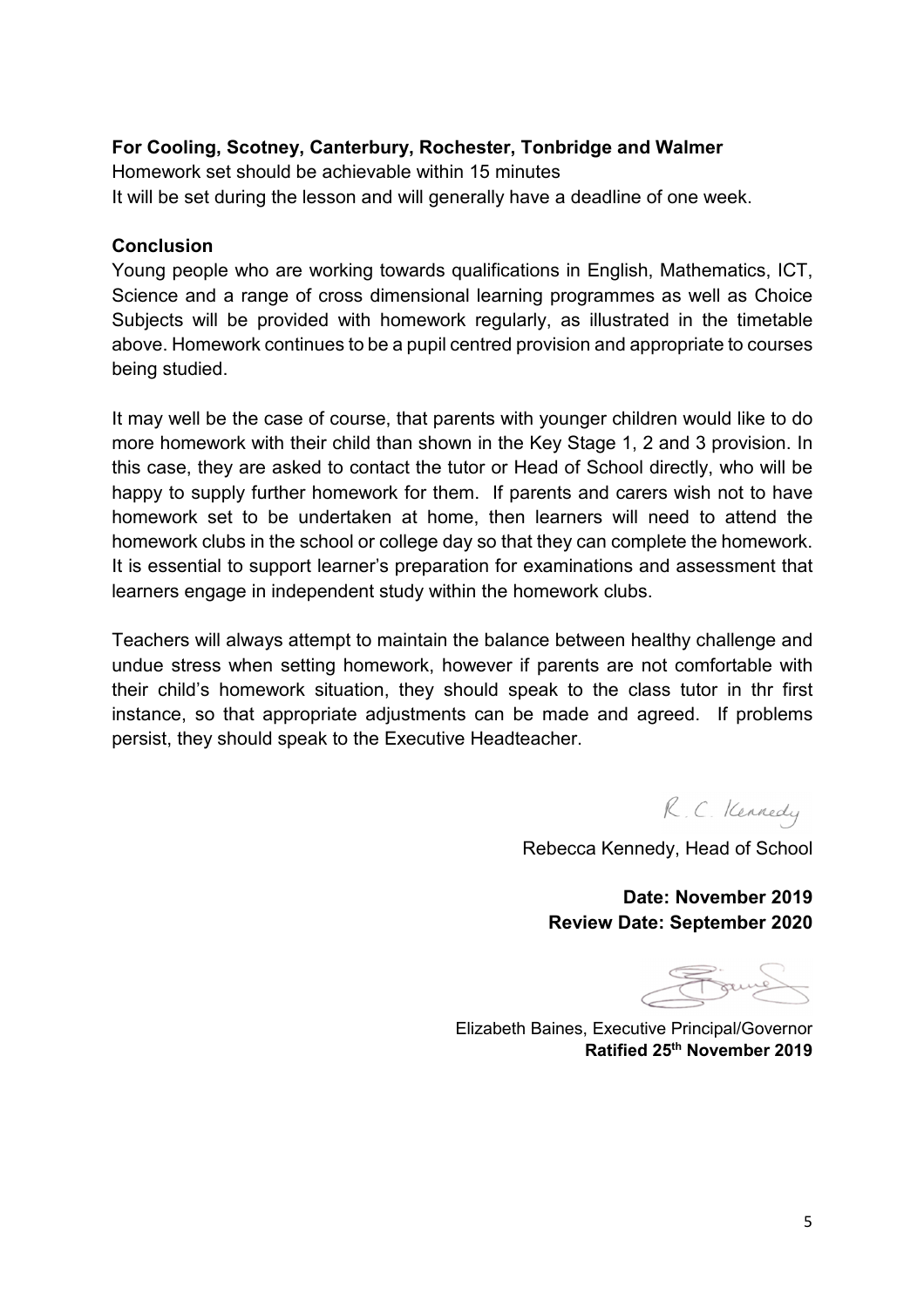**For Cooling, Scotney, Canterbury, Rochester, Tonbridge and Walmer**

Homework set should be achievable within 15 minutes

It will be set during the lesson and will generally have a deadline of one week.

**Conclusion**

Young people who are working towards qualifications in English, Mathematics, ICT, Science and a range of cross dimensional learning programmes as well as Choice Subjects will be provided with homework regularly, as illustrated in the timetable above. Homework continues to be a pupil centred provision and appropriate to courses being studied.

It may well be the case of course, that parents with younger children would like to do more homework with their child than shown in the Key Stage 1, 2 and 3 provision. In this case, they are asked to contact the tutor or Head of School directly, who will be happy to supply further homework for them. If parents and carers wish not to have homework set to be undertaken at home, then learners will need to attend the homework clubs in the school or college day so that they can complete the homework. It is essential to support learner's preparation for examinations and assessment that learners engage in independent study within the homework clubs.

Teachers will always attempt to maintain the balance between healthy challenge and undue stress when setting homework, however if parents are not comfortable with their child's homework situation, they should speak to the class tutor in thr first instance, so that appropriate adjustments can be made and agreed. If problems persist, they should speak to the Executive Headteacher.

R. C. Kennedy

Rebecca Kennedy, Head of School

**Date: November 2019**

**Review Date: September 2020**

Elizabeth Baines, Executive Principal/Governor

**Ratified 25th November 2019**